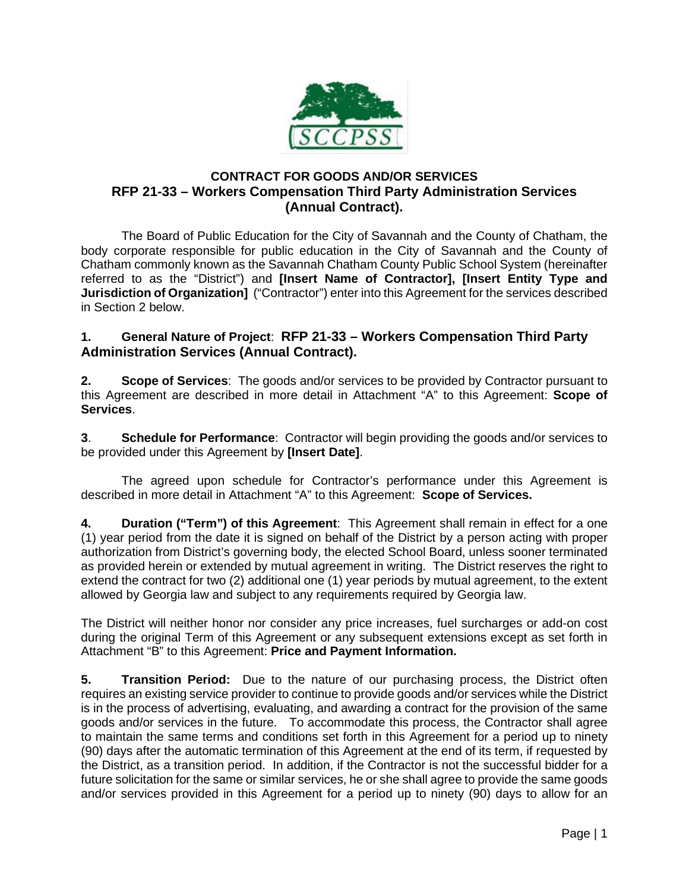**CONTRACT FOR GOODS AND/OR SERVICES**
**RFP 21-33 – Workers Compensation Third Party Administration Services (Annual Contract).**

The Board of Public Education for the City of Savannah and the County of Chatham, the body corporate responsible for public education in the City of Savannah and the County of Chatham commonly known as the Savannah Chatham County Public School System (hereinafter referred to as the "District") and **[Insert Name of Contractor], [Insert Entity Type and Jurisdiction of Organization]** ("Contractor") enter into this Agreement for the services described in Section 2 below.

**1. General Nature of Project**: **RFP 21-33 – Workers Compensation Third Party Administration Services (Annual Contract).**

**2. Scope of Services**: The goods and/or services to be provided by Contractor pursuant to this Agreement are described in more detail in Attachment "A" to this Agreement: **Scope of Services**.

**3**. **Schedule for Performance**: Contractor will begin providing the goods and/or services to be provided under this Agreement by **[Insert Date]**.

The agreed upon schedule for Contractor's performance under this Agreement is described in more detail in Attachment "A" to this Agreement: **Scope of Services.**

**4. Duration ("Term") of this Agreement**: This Agreement shall remain in effect for a one (1) year period from the date it is signed on behalf of the District by a person acting with proper authorization from District's governing body, the elected School Board, unless sooner terminated as provided herein or extended by mutual agreement in writing. The District reserves the right to extend the contract for two (2) additional one (1) year periods by mutual agreement, to the extent allowed by Georgia law and subject to any requirements required by Georgia law.

The District will neither honor nor consider any price increases, fuel surcharges or add-on cost during the original Term of this Agreement or any subsequent extensions except as set forth in Attachment "B" to this Agreement: **Price and Payment Information.**

**5. Transition Period:** Due to the nature of our purchasing process, the District often requires an existing service provider to continue to provide goods and/or services while the District is in the process of advertising, evaluating, and awarding a contract for the provision of the same goods and/or services in the future. To accommodate this process, the Contractor shall agree to maintain the same terms and conditions set forth in this Agreement for a period up to ninety (90) days after the automatic termination of this Agreement at the end of its term, if requested by the District, as a transition period. In addition, if the Contractor is not the successful bidder for a future solicitation for the same or similar services, he or she shall agree to provide the same goods and/or services provided in this Agreement for a period up to ninety (90) days to allow for an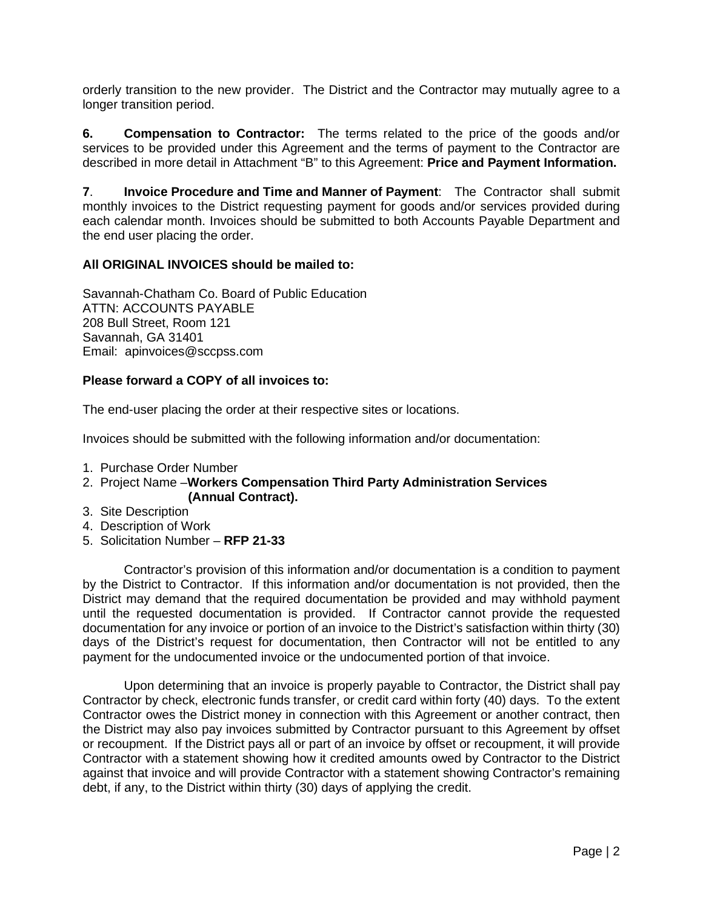orderly transition to the new provider. The District and the Contractor may mutually agree to a longer transition period.

**6. Compensation to Contractor:** The terms related to the price of the goods and/or services to be provided under this Agreement and the terms of payment to the Contractor are described in more detail in Attachment "B" to this Agreement: **Price and Payment Information.**

**7**. **Invoice Procedure and Time and Manner of Payment**: The Contractor shall submit monthly invoices to the District requesting payment for goods and/or services provided during each calendar month. Invoices should be submitted to both Accounts Payable Department and the end user placing the order.

**All ORIGINAL INVOICES should be mailed to:**

Savannah-Chatham Co. Board of Public Education
ATTN: ACCOUNTS PAYABLE
208 Bull Street, Room 121
Savannah, GA 31401
Email: apinvoices@sccpss.com

**Please forward a COPY of all invoices to:**

The end-user placing the order at their respective sites or locations.

Invoices should be submitted with the following information and/or documentation:

1. Purchase Order Number
2. Project Name –**Workers Compensation Third Party Administration Services (Annual Contract).**
3. Site Description
4. Description of Work
5. Solicitation Number – **RFP 21-33**

Contractor's provision of this information and/or documentation is a condition to payment by the District to Contractor. If this information and/or documentation is not provided, then the District may demand that the required documentation be provided and may withhold payment until the requested documentation is provided. If Contractor cannot provide the requested documentation for any invoice or portion of an invoice to the District's satisfaction within thirty (30) days of the District's request for documentation, then Contractor will not be entitled to any payment for the undocumented invoice or the undocumented portion of that invoice.

Upon determining that an invoice is properly payable to Contractor, the District shall pay Contractor by check, electronic funds transfer, or credit card within forty (40) days. To the extent Contractor owes the District money in connection with this Agreement or another contract, then the District may also pay invoices submitted by Contractor pursuant to this Agreement by offset or recoupment. If the District pays all or part of an invoice by offset or recoupment, it will provide Contractor with a statement showing how it credited amounts owed by Contractor to the District against that invoice and will provide Contractor with a statement showing Contractor's remaining debt, if any, to the District within thirty (30) days of applying the credit.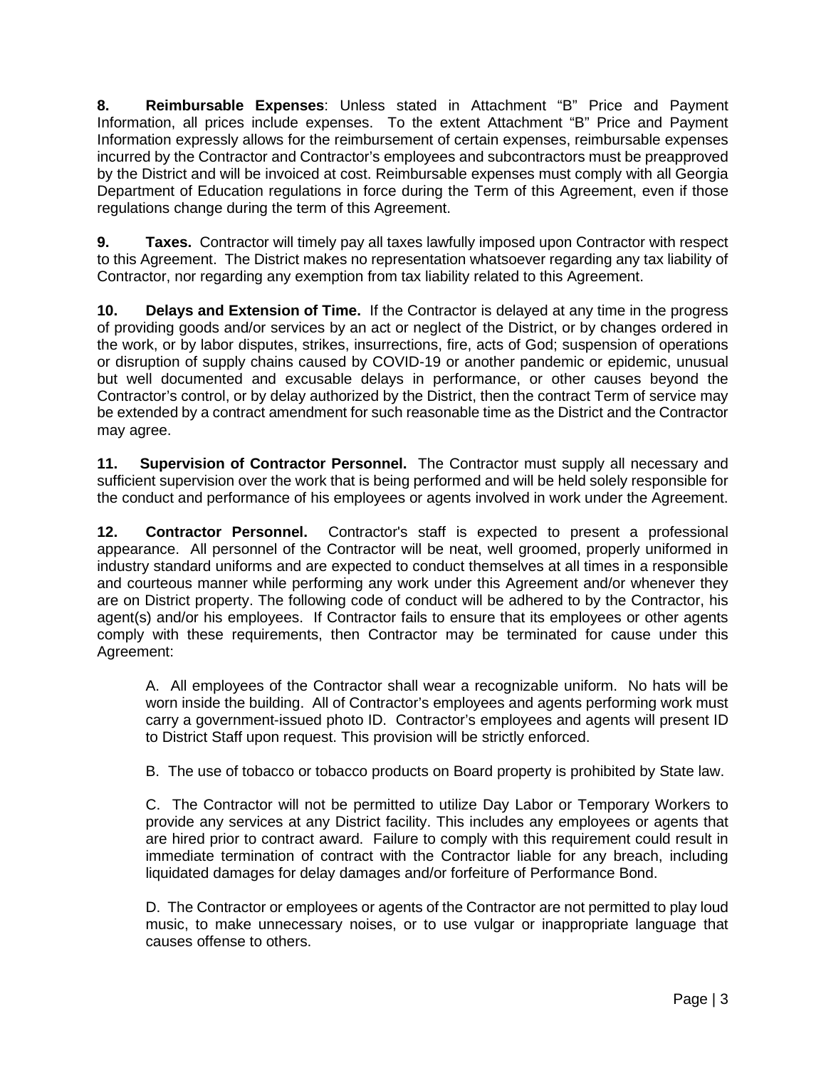**8. Reimbursable Expenses**: Unless stated in Attachment "B" Price and Payment Information, all prices include expenses. To the extent Attachment "B" Price and Payment Information expressly allows for the reimbursement of certain expenses, reimbursable expenses incurred by the Contractor and Contractor's employees and subcontractors must be preapproved by the District and will be invoiced at cost. Reimbursable expenses must comply with all Georgia Department of Education regulations in force during the Term of this Agreement, even if those regulations change during the term of this Agreement.

**9. Taxes.** Contractor will timely pay all taxes lawfully imposed upon Contractor with respect to this Agreement. The District makes no representation whatsoever regarding any tax liability of Contractor, nor regarding any exemption from tax liability related to this Agreement.

**10. Delays and Extension of Time.** If the Contractor is delayed at any time in the progress of providing goods and/or services by an act or neglect of the District, or by changes ordered in the work, or by labor disputes, strikes, insurrections, fire, acts of God; suspension of operations or disruption of supply chains caused by COVID-19 or another pandemic or epidemic, unusual but well documented and excusable delays in performance, or other causes beyond the Contractor's control, or by delay authorized by the District, then the contract Term of service may be extended by a contract amendment for such reasonable time as the District and the Contractor may agree.

**11. Supervision of Contractor Personnel.** The Contractor must supply all necessary and sufficient supervision over the work that is being performed and will be held solely responsible for the conduct and performance of his employees or agents involved in work under the Agreement.

**12. Contractor Personnel.** Contractor's staff is expected to present a professional appearance. All personnel of the Contractor will be neat, well groomed, properly uniformed in industry standard uniforms and are expected to conduct themselves at all times in a responsible and courteous manner while performing any work under this Agreement and/or whenever they are on District property. The following code of conduct will be adhered to by the Contractor, his agent(s) and/or his employees. If Contractor fails to ensure that its employees or other agents comply with these requirements, then Contractor may be terminated for cause under this Agreement:

A. All employees of the Contractor shall wear a recognizable uniform. No hats will be worn inside the building. All of Contractor's employees and agents performing work must carry a government-issued photo ID. Contractor's employees and agents will present ID to District Staff upon request. This provision will be strictly enforced.

B. The use of tobacco or tobacco products on Board property is prohibited by State law.

C. The Contractor will not be permitted to utilize Day Labor or Temporary Workers to provide any services at any District facility. This includes any employees or agents that are hired prior to contract award. Failure to comply with this requirement could result in immediate termination of contract with the Contractor liable for any breach, including liquidated damages for delay damages and/or forfeiture of Performance Bond.

D. The Contractor or employees or agents of the Contractor are not permitted to play loud music, to make unnecessary noises, or to use vulgar or inappropriate language that causes offense to others.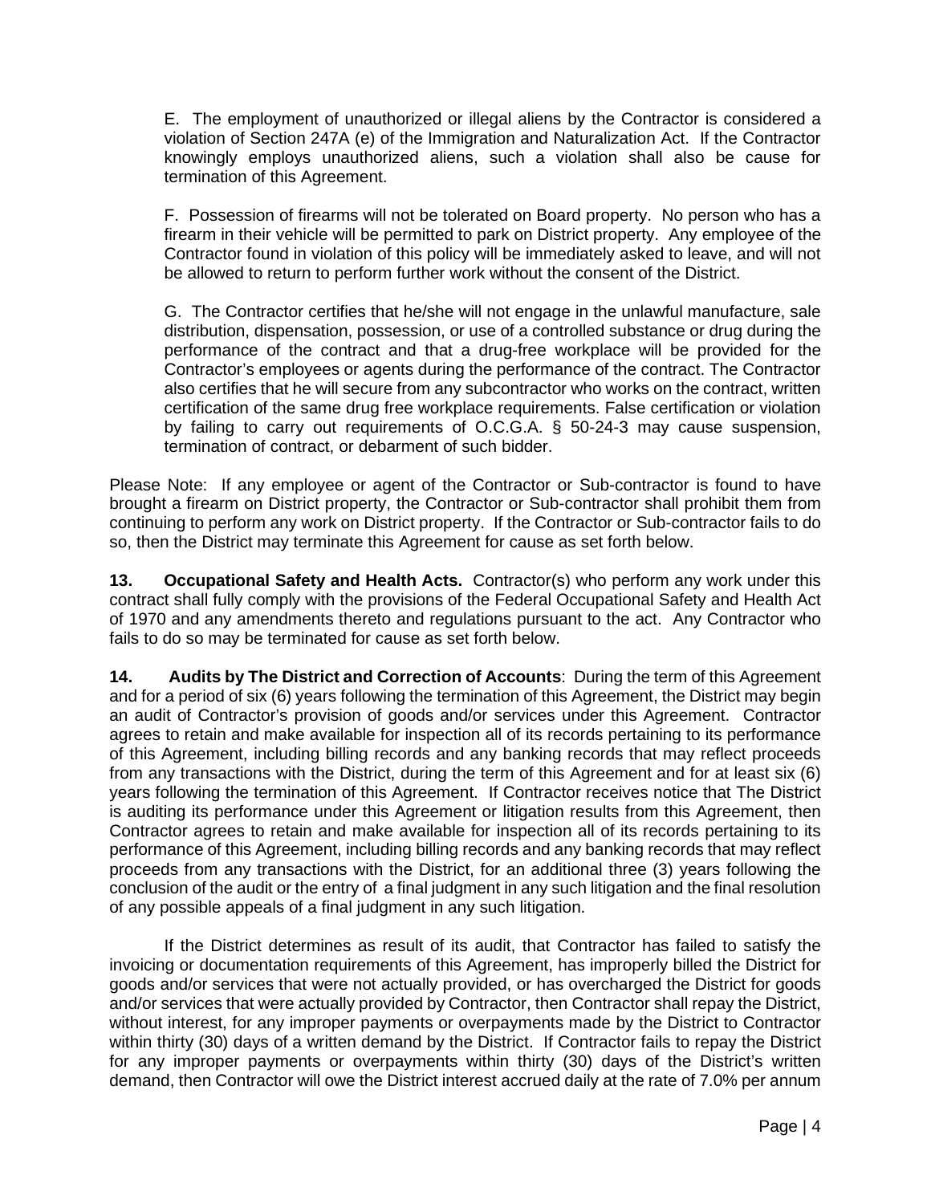E. The employment of unauthorized or illegal aliens by the Contractor is considered a violation of Section 247A (e) of the Immigration and Naturalization Act. If the Contractor knowingly employs unauthorized aliens, such a violation shall also be cause for termination of this Agreement.

F. Possession of firearms will not be tolerated on Board property. No person who has a firearm in their vehicle will be permitted to park on District property. Any employee of the Contractor found in violation of this policy will be immediately asked to leave, and will not be allowed to return to perform further work without the consent of the District.

G. The Contractor certifies that he/she will not engage in the unlawful manufacture, sale distribution, dispensation, possession, or use of a controlled substance or drug during the performance of the contract and that a drug-free workplace will be provided for the Contractor's employees or agents during the performance of the contract. The Contractor also certifies that he will secure from any subcontractor who works on the contract, written certification of the same drug free workplace requirements. False certification or violation by failing to carry out requirements of O.C.G.A. § 50-24-3 may cause suspension, termination of contract, or debarment of such bidder.

Please Note: If any employee or agent of the Contractor or Sub-contractor is found to have brought a firearm on District property, the Contractor or Sub-contractor shall prohibit them from continuing to perform any work on District property. If the Contractor or Sub-contractor fails to do so, then the District may terminate this Agreement for cause as set forth below.

**13. Occupational Safety and Health Acts.** Contractor(s) who perform any work under this contract shall fully comply with the provisions of the Federal Occupational Safety and Health Act of 1970 and any amendments thereto and regulations pursuant to the act. Any Contractor who fails to do so may be terminated for cause as set forth below.

**14. Audits by The District and Correction of Accounts**: During the term of this Agreement and for a period of six (6) years following the termination of this Agreement, the District may begin an audit of Contractor's provision of goods and/or services under this Agreement. Contractor agrees to retain and make available for inspection all of its records pertaining to its performance of this Agreement, including billing records and any banking records that may reflect proceeds from any transactions with the District, during the term of this Agreement and for at least six (6) years following the termination of this Agreement. If Contractor receives notice that The District is auditing its performance under this Agreement or litigation results from this Agreement, then Contractor agrees to retain and make available for inspection all of its records pertaining to its performance of this Agreement, including billing records and any banking records that may reflect proceeds from any transactions with the District, for an additional three (3) years following the conclusion of the audit or the entry of a final judgment in any such litigation and the final resolution of any possible appeals of a final judgment in any such litigation.

If the District determines as result of its audit, that Contractor has failed to satisfy the invoicing or documentation requirements of this Agreement, has improperly billed the District for goods and/or services that were not actually provided, or has overcharged the District for goods and/or services that were actually provided by Contractor, then Contractor shall repay the District, without interest, for any improper payments or overpayments made by the District to Contractor within thirty (30) days of a written demand by the District. If Contractor fails to repay the District for any improper payments or overpayments within thirty (30) days of the District's written demand, then Contractor will owe the District interest accrued daily at the rate of 7.0% per annum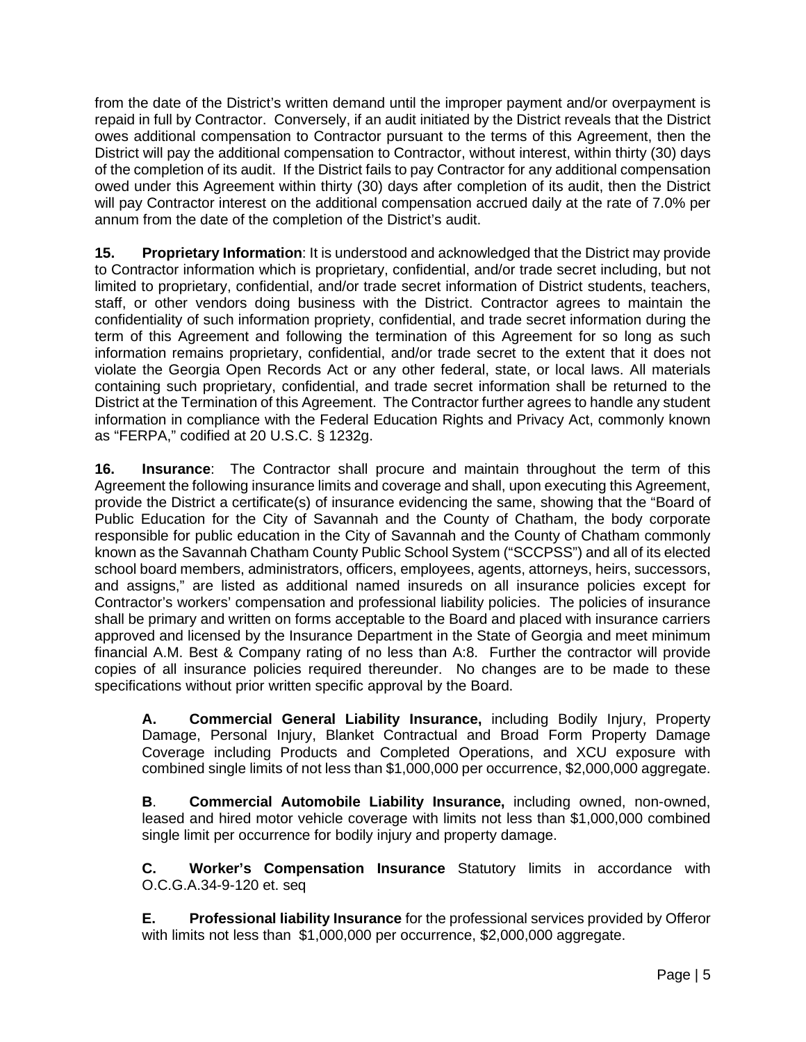from the date of the District's written demand until the improper payment and/or overpayment is repaid in full by Contractor. Conversely, if an audit initiated by the District reveals that the District owes additional compensation to Contractor pursuant to the terms of this Agreement, then the District will pay the additional compensation to Contractor, without interest, within thirty (30) days of the completion of its audit. If the District fails to pay Contractor for any additional compensation owed under this Agreement within thirty (30) days after completion of its audit, then the District will pay Contractor interest on the additional compensation accrued daily at the rate of 7.0% per annum from the date of the completion of the District's audit.

**15. Proprietary Information**: It is understood and acknowledged that the District may provide to Contractor information which is proprietary, confidential, and/or trade secret including, but not limited to proprietary, confidential, and/or trade secret information of District students, teachers, staff, or other vendors doing business with the District. Contractor agrees to maintain the confidentiality of such information propriety, confidential, and trade secret information during the term of this Agreement and following the termination of this Agreement for so long as such information remains proprietary, confidential, and/or trade secret to the extent that it does not violate the Georgia Open Records Act or any other federal, state, or local laws. All materials containing such proprietary, confidential, and trade secret information shall be returned to the District at the Termination of this Agreement. The Contractor further agrees to handle any student information in compliance with the Federal Education Rights and Privacy Act, commonly known as "FERPA," codified at 20 U.S.C. § 1232g.

**16. Insurance**: The Contractor shall procure and maintain throughout the term of this Agreement the following insurance limits and coverage and shall, upon executing this Agreement, provide the District a certificate(s) of insurance evidencing the same, showing that the "Board of Public Education for the City of Savannah and the County of Chatham, the body corporate responsible for public education in the City of Savannah and the County of Chatham commonly known as the Savannah Chatham County Public School System ("SCCPSS") and all of its elected school board members, administrators, officers, employees, agents, attorneys, heirs, successors, and assigns," are listed as additional named insureds on all insurance policies except for Contractor's workers' compensation and professional liability policies. The policies of insurance shall be primary and written on forms acceptable to the Board and placed with insurance carriers approved and licensed by the Insurance Department in the State of Georgia and meet minimum financial A.M. Best & Company rating of no less than A:8. Further the contractor will provide copies of all insurance policies required thereunder. No changes are to be made to these specifications without prior written specific approval by the Board.

**A. Commercial General Liability Insurance,** including Bodily Injury, Property Damage, Personal Injury, Blanket Contractual and Broad Form Property Damage Coverage including Products and Completed Operations, and XCU exposure with combined single limits of not less than $1,000,000 per occurrence, $2,000,000 aggregate.

**B**. **Commercial Automobile Liability Insurance,** including owned, non-owned, leased and hired motor vehicle coverage with limits not less than $1,000,000 combined single limit per occurrence for bodily injury and property damage.

**C. Worker's Compensation Insurance** Statutory limits in accordance with O.C.G.A.34-9-120 et. seq

**E. Professional liability Insurance** for the professional services provided by Offeror with limits not less than $1,000,000 per occurrence, $2,000,000 aggregate.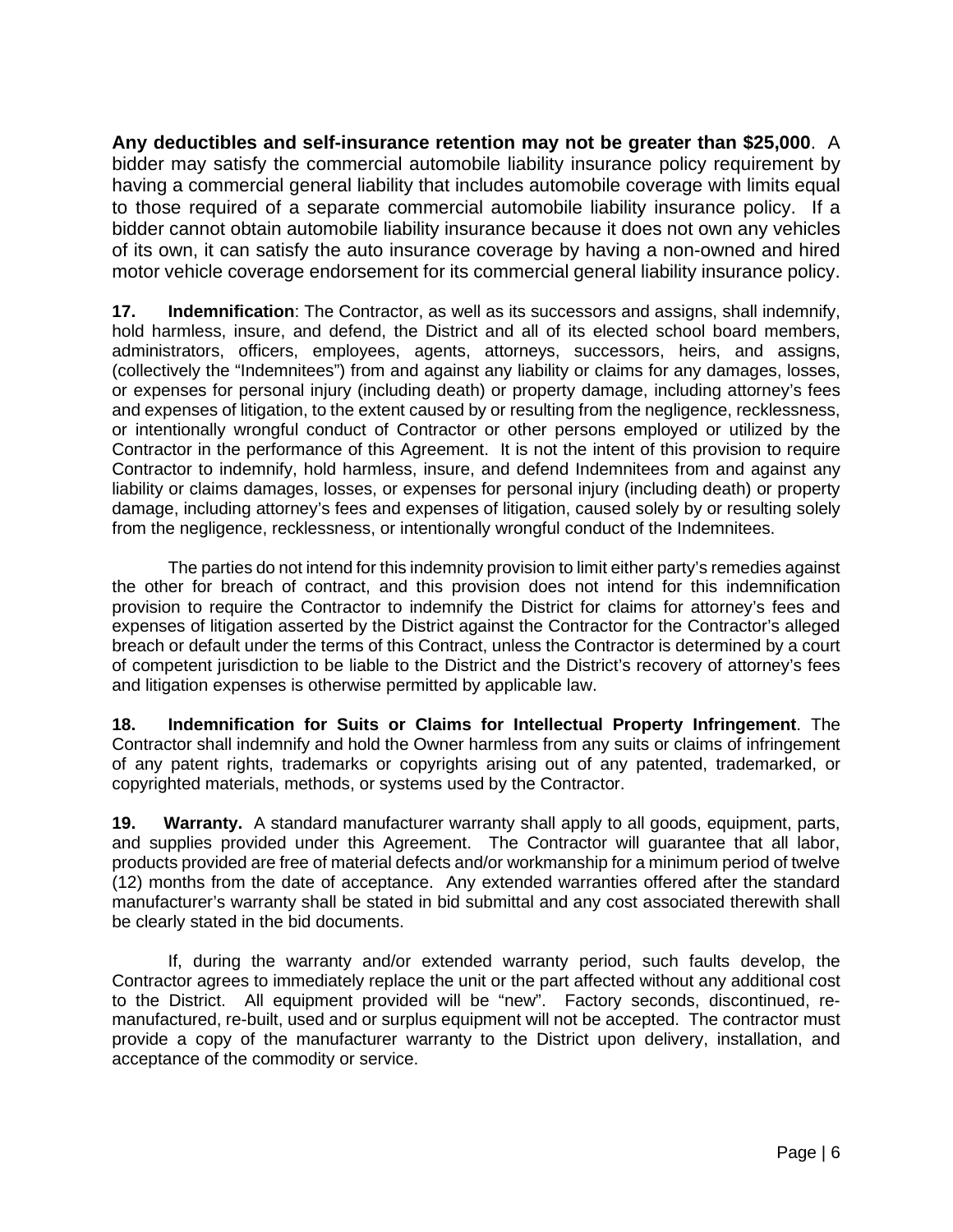**Any deductibles and self-insurance retention may not be greater than $25,000**. A bidder may satisfy the commercial automobile liability insurance policy requirement by having a commercial general liability that includes automobile coverage with limits equal to those required of a separate commercial automobile liability insurance policy. If a bidder cannot obtain automobile liability insurance because it does not own any vehicles of its own, it can satisfy the auto insurance coverage by having a non-owned and hired motor vehicle coverage endorsement for its commercial general liability insurance policy.

**17. Indemnification**: The Contractor, as well as its successors and assigns, shall indemnify, hold harmless, insure, and defend, the District and all of its elected school board members, administrators, officers, employees, agents, attorneys, successors, heirs, and assigns, (collectively the "Indemnitees") from and against any liability or claims for any damages, losses, or expenses for personal injury (including death) or property damage, including attorney's fees and expenses of litigation, to the extent caused by or resulting from the negligence, recklessness, or intentionally wrongful conduct of Contractor or other persons employed or utilized by the Contractor in the performance of this Agreement. It is not the intent of this provision to require Contractor to indemnify, hold harmless, insure, and defend Indemnitees from and against any liability or claims damages, losses, or expenses for personal injury (including death) or property damage, including attorney's fees and expenses of litigation, caused solely by or resulting solely from the negligence, recklessness, or intentionally wrongful conduct of the Indemnitees.

The parties do not intend for this indemnity provision to limit either party's remedies against the other for breach of contract, and this provision does not intend for this indemnification provision to require the Contractor to indemnify the District for claims for attorney's fees and expenses of litigation asserted by the District against the Contractor for the Contractor's alleged breach or default under the terms of this Contract, unless the Contractor is determined by a court of competent jurisdiction to be liable to the District and the District's recovery of attorney's fees and litigation expenses is otherwise permitted by applicable law.

**18. Indemnification for Suits or Claims for Intellectual Property Infringement**. The Contractor shall indemnify and hold the Owner harmless from any suits or claims of infringement of any patent rights, trademarks or copyrights arising out of any patented, trademarked, or copyrighted materials, methods, or systems used by the Contractor.

**19. Warranty.** A standard manufacturer warranty shall apply to all goods, equipment, parts, and supplies provided under this Agreement. The Contractor will guarantee that all labor, products provided are free of material defects and/or workmanship for a minimum period of twelve (12) months from the date of acceptance. Any extended warranties offered after the standard manufacturer's warranty shall be stated in bid submittal and any cost associated therewith shall be clearly stated in the bid documents.

If, during the warranty and/or extended warranty period, such faults develop, the Contractor agrees to immediately replace the unit or the part affected without any additional cost to the District. All equipment provided will be "new". Factory seconds, discontinued, re-manufactured, re-built, used and or surplus equipment will not be accepted. The contractor must provide a copy of the manufacturer warranty to the District upon delivery, installation, and acceptance of the commodity or service.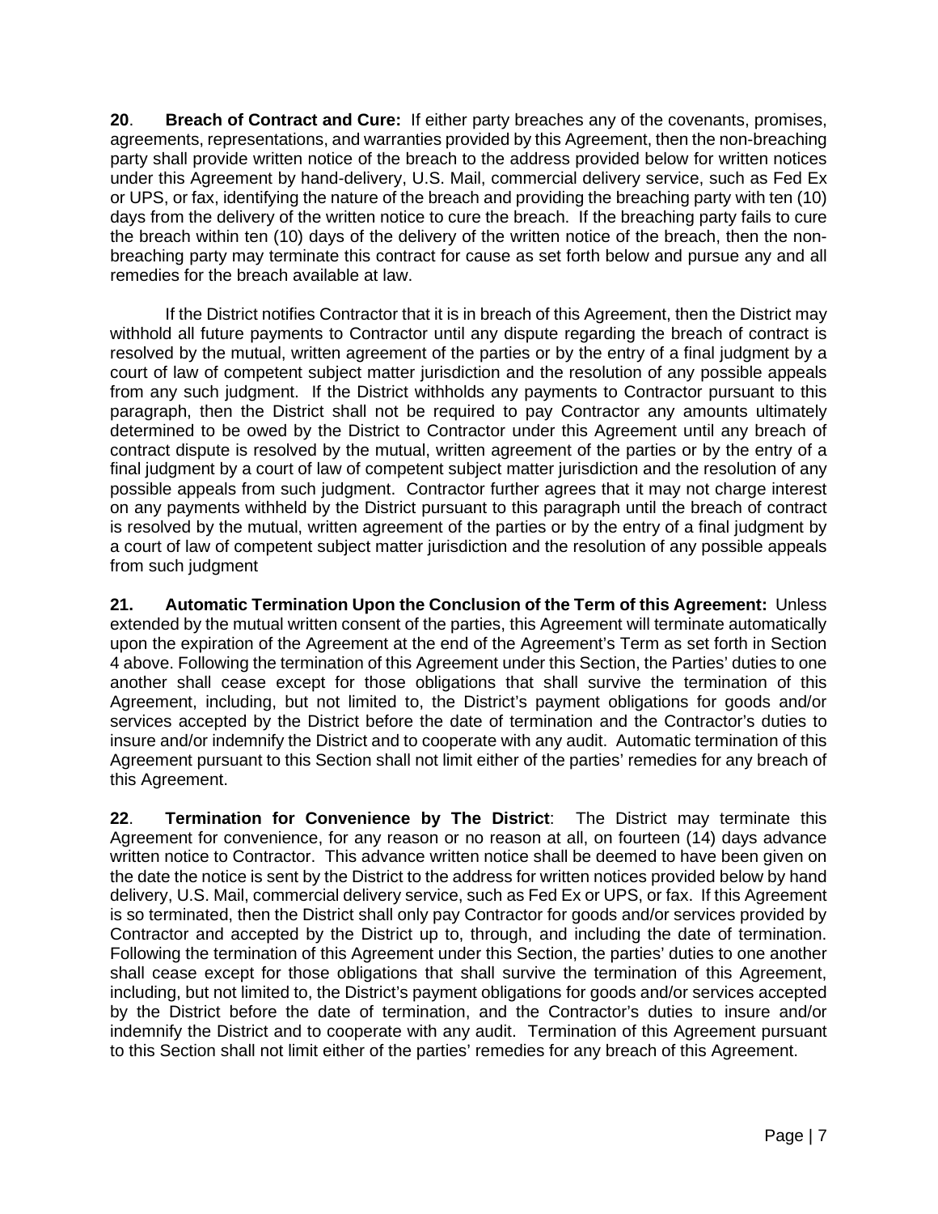**20**. **Breach of Contract and Cure:** If either party breaches any of the covenants, promises, agreements, representations, and warranties provided by this Agreement, then the non-breaching party shall provide written notice of the breach to the address provided below for written notices under this Agreement by hand-delivery, U.S. Mail, commercial delivery service, such as Fed Ex or UPS, or fax, identifying the nature of the breach and providing the breaching party with ten (10) days from the delivery of the written notice to cure the breach. If the breaching party fails to cure the breach within ten (10) days of the delivery of the written notice of the breach, then the non-breaching party may terminate this contract for cause as set forth below and pursue any and all remedies for the breach available at law.

If the District notifies Contractor that it is in breach of this Agreement, then the District may withhold all future payments to Contractor until any dispute regarding the breach of contract is resolved by the mutual, written agreement of the parties or by the entry of a final judgment by a court of law of competent subject matter jurisdiction and the resolution of any possible appeals from any such judgment. If the District withholds any payments to Contractor pursuant to this paragraph, then the District shall not be required to pay Contractor any amounts ultimately determined to be owed by the District to Contractor under this Agreement until any breach of contract dispute is resolved by the mutual, written agreement of the parties or by the entry of a final judgment by a court of law of competent subject matter jurisdiction and the resolution of any possible appeals from such judgment. Contractor further agrees that it may not charge interest on any payments withheld by the District pursuant to this paragraph until the breach of contract is resolved by the mutual, written agreement of the parties or by the entry of a final judgment by a court of law of competent subject matter jurisdiction and the resolution of any possible appeals from such judgment

**21. Automatic Termination Upon the Conclusion of the Term of this Agreement:** Unless extended by the mutual written consent of the parties, this Agreement will terminate automatically upon the expiration of the Agreement at the end of the Agreement's Term as set forth in Section 4 above. Following the termination of this Agreement under this Section, the Parties' duties to one another shall cease except for those obligations that shall survive the termination of this Agreement, including, but not limited to, the District's payment obligations for goods and/or services accepted by the District before the date of termination and the Contractor's duties to insure and/or indemnify the District and to cooperate with any audit. Automatic termination of this Agreement pursuant to this Section shall not limit either of the parties' remedies for any breach of this Agreement.

**22**. **Termination for Convenience by The District**: The District may terminate this Agreement for convenience, for any reason or no reason at all, on fourteen (14) days advance written notice to Contractor. This advance written notice shall be deemed to have been given on the date the notice is sent by the District to the address for written notices provided below by hand delivery, U.S. Mail, commercial delivery service, such as Fed Ex or UPS, or fax. If this Agreement is so terminated, then the District shall only pay Contractor for goods and/or services provided by Contractor and accepted by the District up to, through, and including the date of termination. Following the termination of this Agreement under this Section, the parties' duties to one another shall cease except for those obligations that shall survive the termination of this Agreement, including, but not limited to, the District's payment obligations for goods and/or services accepted by the District before the date of termination, and the Contractor's duties to insure and/or indemnify the District and to cooperate with any audit. Termination of this Agreement pursuant to this Section shall not limit either of the parties' remedies for any breach of this Agreement.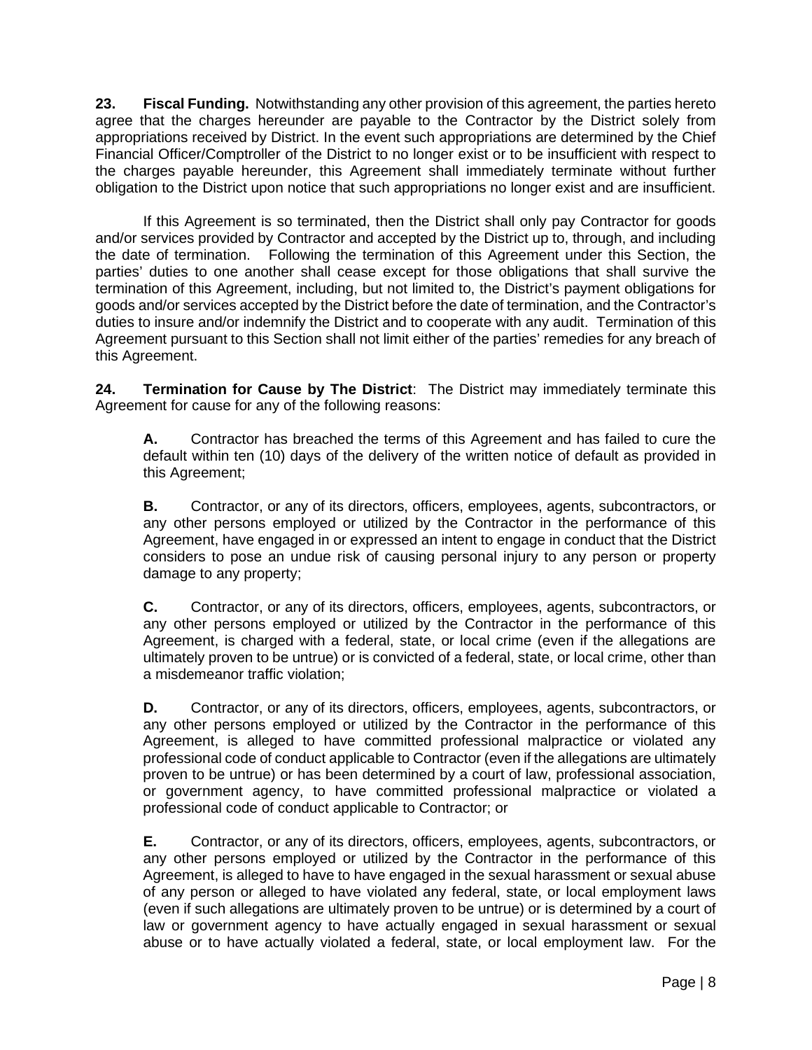**23. Fiscal Funding.** Notwithstanding any other provision of this agreement, the parties hereto agree that the charges hereunder are payable to the Contractor by the District solely from appropriations received by District. In the event such appropriations are determined by the Chief Financial Officer/Comptroller of the District to no longer exist or to be insufficient with respect to the charges payable hereunder, this Agreement shall immediately terminate without further obligation to the District upon notice that such appropriations no longer exist and are insufficient.

If this Agreement is so terminated, then the District shall only pay Contractor for goods and/or services provided by Contractor and accepted by the District up to, through, and including the date of termination. Following the termination of this Agreement under this Section, the parties' duties to one another shall cease except for those obligations that shall survive the termination of this Agreement, including, but not limited to, the District's payment obligations for goods and/or services accepted by the District before the date of termination, and the Contractor's duties to insure and/or indemnify the District and to cooperate with any audit. Termination of this Agreement pursuant to this Section shall not limit either of the parties' remedies for any breach of this Agreement.

**24. Termination for Cause by The District**: The District may immediately terminate this Agreement for cause for any of the following reasons:

**A.** Contractor has breached the terms of this Agreement and has failed to cure the default within ten (10) days of the delivery of the written notice of default as provided in this Agreement;

**B.** Contractor, or any of its directors, officers, employees, agents, subcontractors, or any other persons employed or utilized by the Contractor in the performance of this Agreement, have engaged in or expressed an intent to engage in conduct that the District considers to pose an undue risk of causing personal injury to any person or property damage to any property;

**C.** Contractor, or any of its directors, officers, employees, agents, subcontractors, or any other persons employed or utilized by the Contractor in the performance of this Agreement, is charged with a federal, state, or local crime (even if the allegations are ultimately proven to be untrue) or is convicted of a federal, state, or local crime, other than a misdemeanor traffic violation;

**D.** Contractor, or any of its directors, officers, employees, agents, subcontractors, or any other persons employed or utilized by the Contractor in the performance of this Agreement, is alleged to have committed professional malpractice or violated any professional code of conduct applicable to Contractor (even if the allegations are ultimately proven to be untrue) or has been determined by a court of law, professional association, or government agency, to have committed professional malpractice or violated a professional code of conduct applicable to Contractor; or

**E.** Contractor, or any of its directors, officers, employees, agents, subcontractors, or any other persons employed or utilized by the Contractor in the performance of this Agreement, is alleged to have to have engaged in the sexual harassment or sexual abuse of any person or alleged to have violated any federal, state, or local employment laws (even if such allegations are ultimately proven to be untrue) or is determined by a court of law or government agency to have actually engaged in sexual harassment or sexual abuse or to have actually violated a federal, state, or local employment law. For the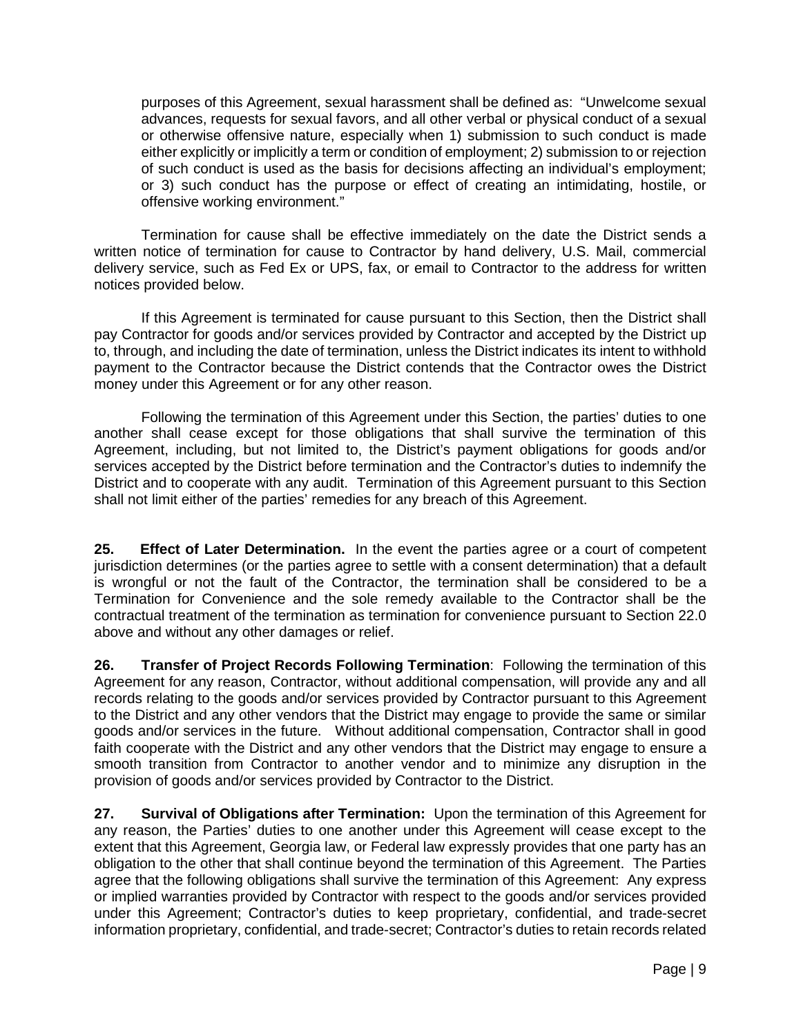purposes of this Agreement, sexual harassment shall be defined as: "Unwelcome sexual advances, requests for sexual favors, and all other verbal or physical conduct of a sexual or otherwise offensive nature, especially when 1) submission to such conduct is made either explicitly or implicitly a term or condition of employment; 2) submission to or rejection of such conduct is used as the basis for decisions affecting an individual's employment; or 3) such conduct has the purpose or effect of creating an intimidating, hostile, or offensive working environment."

Termination for cause shall be effective immediately on the date the District sends a written notice of termination for cause to Contractor by hand delivery, U.S. Mail, commercial delivery service, such as Fed Ex or UPS, fax, or email to Contractor to the address for written notices provided below.

If this Agreement is terminated for cause pursuant to this Section, then the District shall pay Contractor for goods and/or services provided by Contractor and accepted by the District up to, through, and including the date of termination, unless the District indicates its intent to withhold payment to the Contractor because the District contends that the Contractor owes the District money under this Agreement or for any other reason.

Following the termination of this Agreement under this Section, the parties' duties to one another shall cease except for those obligations that shall survive the termination of this Agreement, including, but not limited to, the District's payment obligations for goods and/or services accepted by the District before termination and the Contractor's duties to indemnify the District and to cooperate with any audit. Termination of this Agreement pursuant to this Section shall not limit either of the parties' remedies for any breach of this Agreement.

**25. Effect of Later Determination.** In the event the parties agree or a court of competent jurisdiction determines (or the parties agree to settle with a consent determination) that a default is wrongful or not the fault of the Contractor, the termination shall be considered to be a Termination for Convenience and the sole remedy available to the Contractor shall be the contractual treatment of the termination as termination for convenience pursuant to Section 22.0 above and without any other damages or relief.

**26. Transfer of Project Records Following Termination**: Following the termination of this Agreement for any reason, Contractor, without additional compensation, will provide any and all records relating to the goods and/or services provided by Contractor pursuant to this Agreement to the District and any other vendors that the District may engage to provide the same or similar goods and/or services in the future. Without additional compensation, Contractor shall in good faith cooperate with the District and any other vendors that the District may engage to ensure a smooth transition from Contractor to another vendor and to minimize any disruption in the provision of goods and/or services provided by Contractor to the District.

**27. Survival of Obligations after Termination:** Upon the termination of this Agreement for any reason, the Parties' duties to one another under this Agreement will cease except to the extent that this Agreement, Georgia law, or Federal law expressly provides that one party has an obligation to the other that shall continue beyond the termination of this Agreement. The Parties agree that the following obligations shall survive the termination of this Agreement: Any express or implied warranties provided by Contractor with respect to the goods and/or services provided under this Agreement; Contractor's duties to keep proprietary, confidential, and trade-secret information proprietary, confidential, and trade-secret; Contractor's duties to retain records related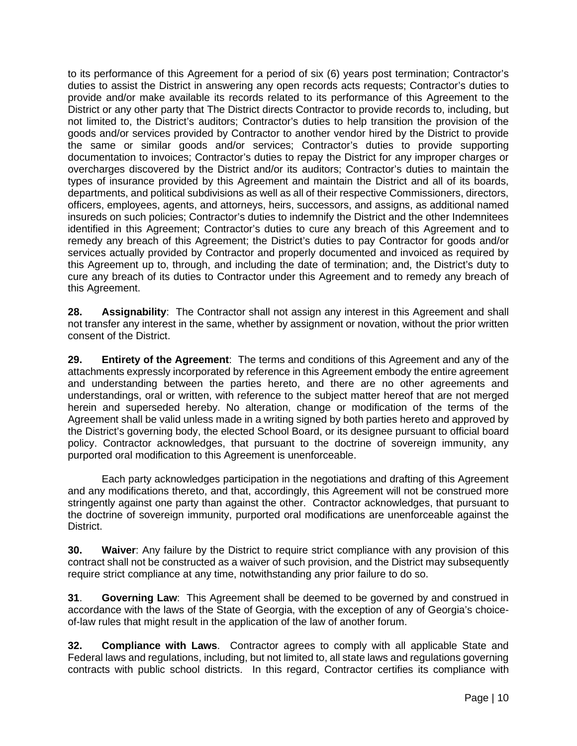to its performance of this Agreement for a period of six (6) years post termination; Contractor's duties to assist the District in answering any open records acts requests; Contractor's duties to provide and/or make available its records related to its performance of this Agreement to the District or any other party that The District directs Contractor to provide records to, including, but not limited to, the District's auditors; Contractor's duties to help transition the provision of the goods and/or services provided by Contractor to another vendor hired by the District to provide the same or similar goods and/or services; Contractor's duties to provide supporting documentation to invoices; Contractor's duties to repay the District for any improper charges or overcharges discovered by the District and/or its auditors; Contractor's duties to maintain the types of insurance provided by this Agreement and maintain the District and all of its boards, departments, and political subdivisions as well as all of their respective Commissioners, directors, officers, employees, agents, and attorneys, heirs, successors, and assigns, as additional named insureds on such policies; Contractor's duties to indemnify the District and the other Indemnitees identified in this Agreement; Contractor's duties to cure any breach of this Agreement and to remedy any breach of this Agreement; the District's duties to pay Contractor for goods and/or services actually provided by Contractor and properly documented and invoiced as required by this Agreement up to, through, and including the date of termination; and, the District's duty to cure any breach of its duties to Contractor under this Agreement and to remedy any breach of this Agreement.

**28. Assignability**: The Contractor shall not assign any interest in this Agreement and shall not transfer any interest in the same, whether by assignment or novation, without the prior written consent of the District.

**29. Entirety of the Agreement**: The terms and conditions of this Agreement and any of the attachments expressly incorporated by reference in this Agreement embody the entire agreement and understanding between the parties hereto, and there are no other agreements and understandings, oral or written, with reference to the subject matter hereof that are not merged herein and superseded hereby. No alteration, change or modification of the terms of the Agreement shall be valid unless made in a writing signed by both parties hereto and approved by the District's governing body, the elected School Board, or its designee pursuant to official board policy. Contractor acknowledges, that pursuant to the doctrine of sovereign immunity, any purported oral modification to this Agreement is unenforceable.

Each party acknowledges participation in the negotiations and drafting of this Agreement and any modifications thereto, and that, accordingly, this Agreement will not be construed more stringently against one party than against the other. Contractor acknowledges, that pursuant to the doctrine of sovereign immunity, purported oral modifications are unenforceable against the District.

**30. Waiver**: Any failure by the District to require strict compliance with any provision of this contract shall not be constructed as a waiver of such provision, and the District may subsequently require strict compliance at any time, notwithstanding any prior failure to do so.

**31**. **Governing Law**: This Agreement shall be deemed to be governed by and construed in accordance with the laws of the State of Georgia, with the exception of any of Georgia's choice-of-law rules that might result in the application of the law of another forum.

**32. Compliance with Laws**. Contractor agrees to comply with all applicable State and Federal laws and regulations, including, but not limited to, all state laws and regulations governing contracts with public school districts. In this regard, Contractor certifies its compliance with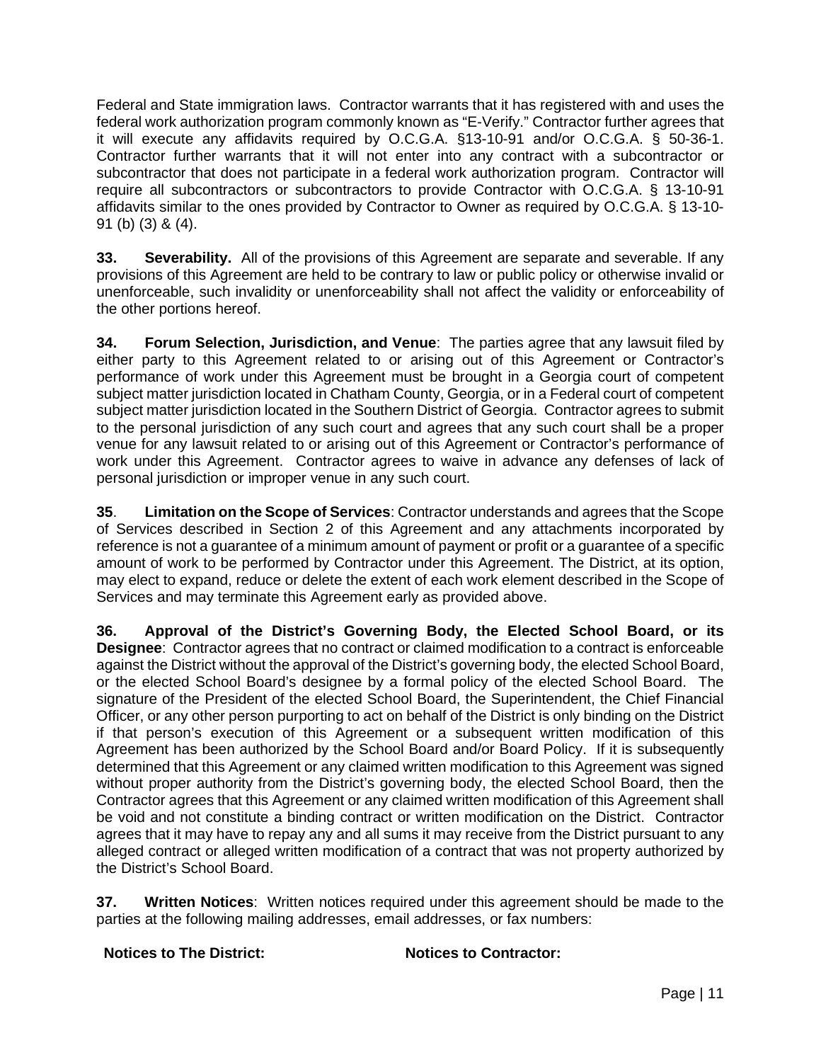Federal and State immigration laws. Contractor warrants that it has registered with and uses the federal work authorization program commonly known as "E-Verify." Contractor further agrees that it will execute any affidavits required by O.C.G.A. §13-10-91 and/or O.C.G.A. § 50-36-1. Contractor further warrants that it will not enter into any contract with a subcontractor or subcontractor that does not participate in a federal work authorization program. Contractor will require all subcontractors or subcontractors to provide Contractor with O.C.G.A. § 13-10-91 affidavits similar to the ones provided by Contractor to Owner as required by O.C.G.A. § 13-10-91 (b) (3) & (4).

**33. Severability.** All of the provisions of this Agreement are separate and severable. If any provisions of this Agreement are held to be contrary to law or public policy or otherwise invalid or unenforceable, such invalidity or unenforceability shall not affect the validity or enforceability of the other portions hereof.

**34. Forum Selection, Jurisdiction, and Venue**: The parties agree that any lawsuit filed by either party to this Agreement related to or arising out of this Agreement or Contractor's performance of work under this Agreement must be brought in a Georgia court of competent subject matter jurisdiction located in Chatham County, Georgia, or in a Federal court of competent subject matter jurisdiction located in the Southern District of Georgia. Contractor agrees to submit to the personal jurisdiction of any such court and agrees that any such court shall be a proper venue for any lawsuit related to or arising out of this Agreement or Contractor's performance of work under this Agreement. Contractor agrees to waive in advance any defenses of lack of personal jurisdiction or improper venue in any such court.

**35**. **Limitation on the Scope of Services**: Contractor understands and agrees that the Scope of Services described in Section 2 of this Agreement and any attachments incorporated by reference is not a guarantee of a minimum amount of payment or profit or a guarantee of a specific amount of work to be performed by Contractor under this Agreement. The District, at its option, may elect to expand, reduce or delete the extent of each work element described in the Scope of Services and may terminate this Agreement early as provided above.

**36. Approval of the District's Governing Body, the Elected School Board, or its Designee**: Contractor agrees that no contract or claimed modification to a contract is enforceable against the District without the approval of the District's governing body, the elected School Board, or the elected School Board's designee by a formal policy of the elected School Board. The signature of the President of the elected School Board, the Superintendent, the Chief Financial Officer, or any other person purporting to act on behalf of the District is only binding on the District if that person's execution of this Agreement or a subsequent written modification of this Agreement has been authorized by the School Board and/or Board Policy. If it is subsequently determined that this Agreement or any claimed written modification to this Agreement was signed without proper authority from the District's governing body, the elected School Board, then the Contractor agrees that this Agreement or any claimed written modification of this Agreement shall be void and not constitute a binding contract or written modification on the District. Contractor agrees that it may have to repay any and all sums it may receive from the District pursuant to any alleged contract or alleged written modification of a contract that was not property authorized by the District's School Board.

**37. Written Notices**: Written notices required under this agreement should be made to the parties at the following mailing addresses, email addresses, or fax numbers:

**Notices to The District:**

**Notices to Contractor:**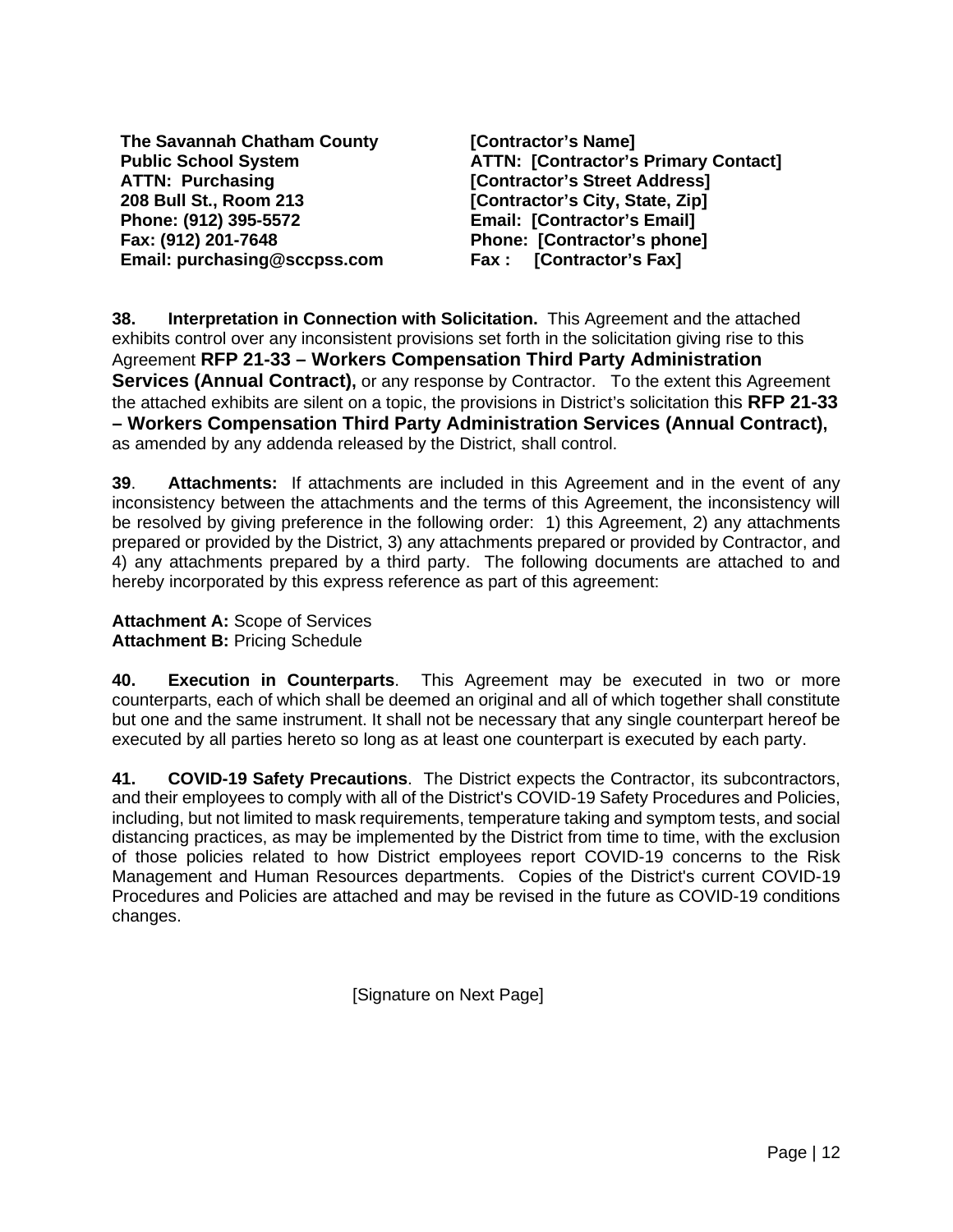| | |
|---|---|
| **The Savannah Chatham County** | **[Contractor's Name]** |
| **Public School System** | **ATTN: [Contractor's Primary Contact]** |
| **ATTN: Purchasing** | **[Contractor's Street Address]** |
| **208 Bull St., Room 213** | **[Contractor's City, State, Zip]** |
| **Phone: (912) 395-5572** | **Email: [Contractor's Email]** |
| **Fax: (912) 201-7648** | **Phone: [Contractor's phone]** |
| **Email: purchasing@sccpss.com** | **Fax : [Contractor's Fax]** |

**38. Interpretation in Connection with Solicitation.** This Agreement and the attached exhibits control over any inconsistent provisions set forth in the solicitation giving rise to this Agreement **RFP 21-33 – Workers Compensation Third Party Administration Services (Annual Contract),** or any response by Contractor. To the extent this Agreement the attached exhibits are silent on a topic, the provisions in District's solicitation this **RFP 21-33 – Workers Compensation Third Party Administration Services (Annual Contract),** as amended by any addenda released by the District, shall control.

**39**. **Attachments:** If attachments are included in this Agreement and in the event of any inconsistency between the attachments and the terms of this Agreement, the inconsistency will be resolved by giving preference in the following order: 1) this Agreement, 2) any attachments prepared or provided by the District, 3) any attachments prepared or provided by Contractor, and 4) any attachments prepared by a third party. The following documents are attached to and hereby incorporated by this express reference as part of this agreement:

**Attachment A:** Scope of Services
**Attachment B:** Pricing Schedule

**40. Execution in Counterparts**. This Agreement may be executed in two or more counterparts, each of which shall be deemed an original and all of which together shall constitute but one and the same instrument. It shall not be necessary that any single counterpart hereof be executed by all parties hereto so long as at least one counterpart is executed by each party.

**41. COVID-19 Safety Precautions**. The District expects the Contractor, its subcontractors, and their employees to comply with all of the District's COVID-19 Safety Procedures and Policies, including, but not limited to mask requirements, temperature taking and symptom tests, and social distancing practices, as may be implemented by the District from time to time, with the exclusion of those policies related to how District employees report COVID-19 concerns to the Risk Management and Human Resources departments. Copies of the District's current COVID-19 Procedures and Policies are attached and may be revised in the future as COVID-19 conditions changes.

[Signature on Next Page]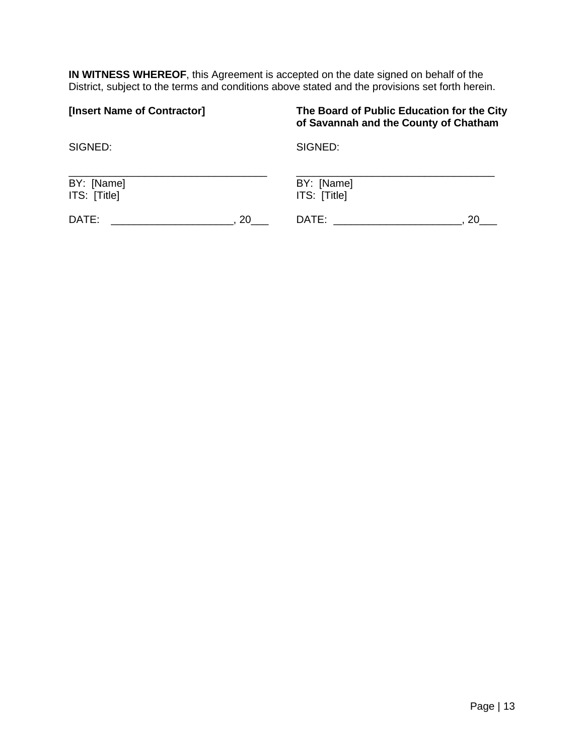**IN WITNESS WHEREOF**, this Agreement is accepted on the date signed on behalf of the District, subject to the terms and conditions above stated and the provisions set forth herein.

| **[Insert Name of Contractor]** | **The Board of Public Education for the City of Savannah and the County of Chatham** |
| --- | --- |
| SIGNED: | SIGNED: |
| ___________________________________ | ___________________________________ |
| BY: [Name] | BY: [Name] |
| ITS: [Title] | ITS: [Title] |
| DATE: ____________________, 20___ | DATE: _____________________, 20___ |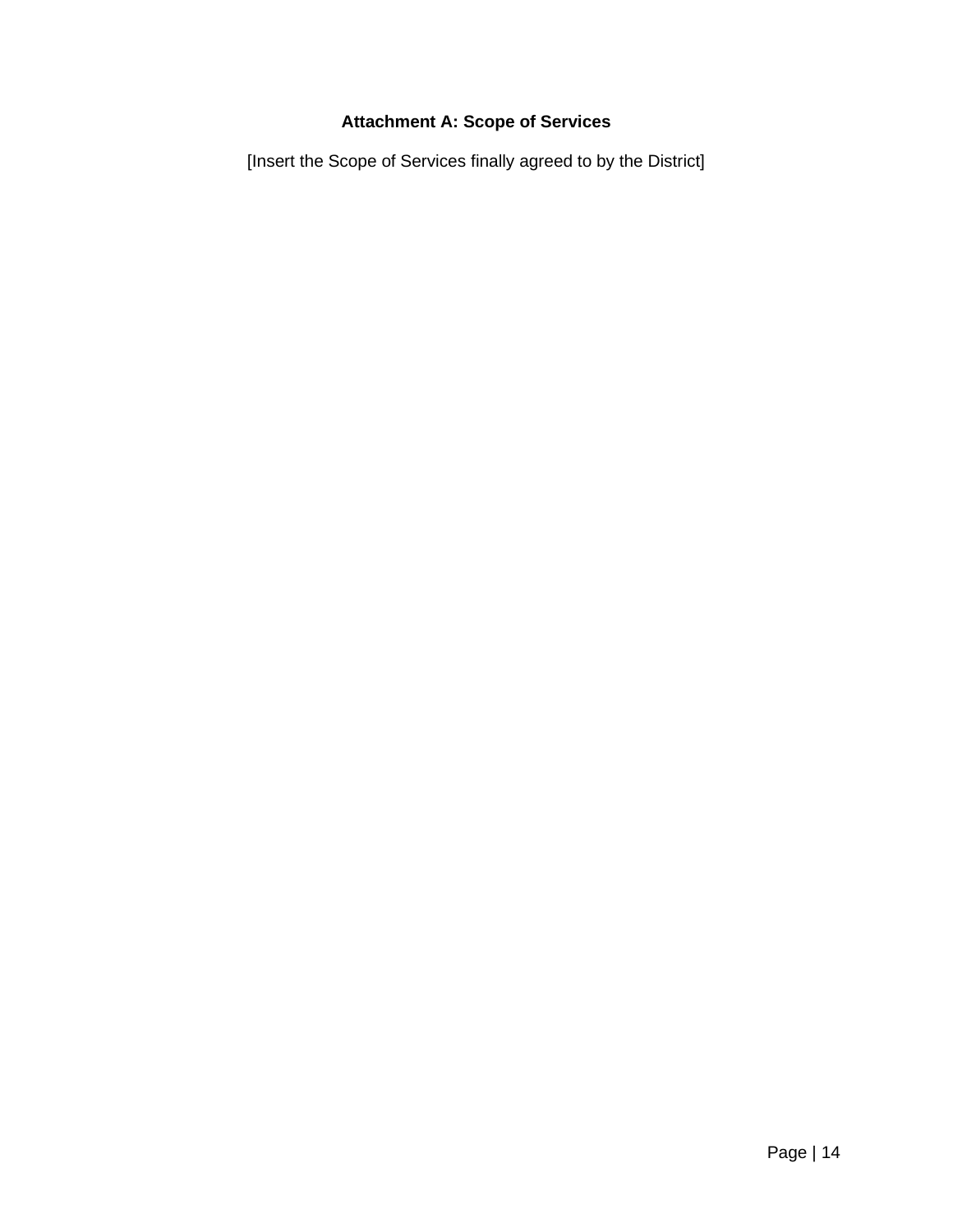## Attachment A: Scope of Services

[Insert the Scope of Services finally agreed to by the District]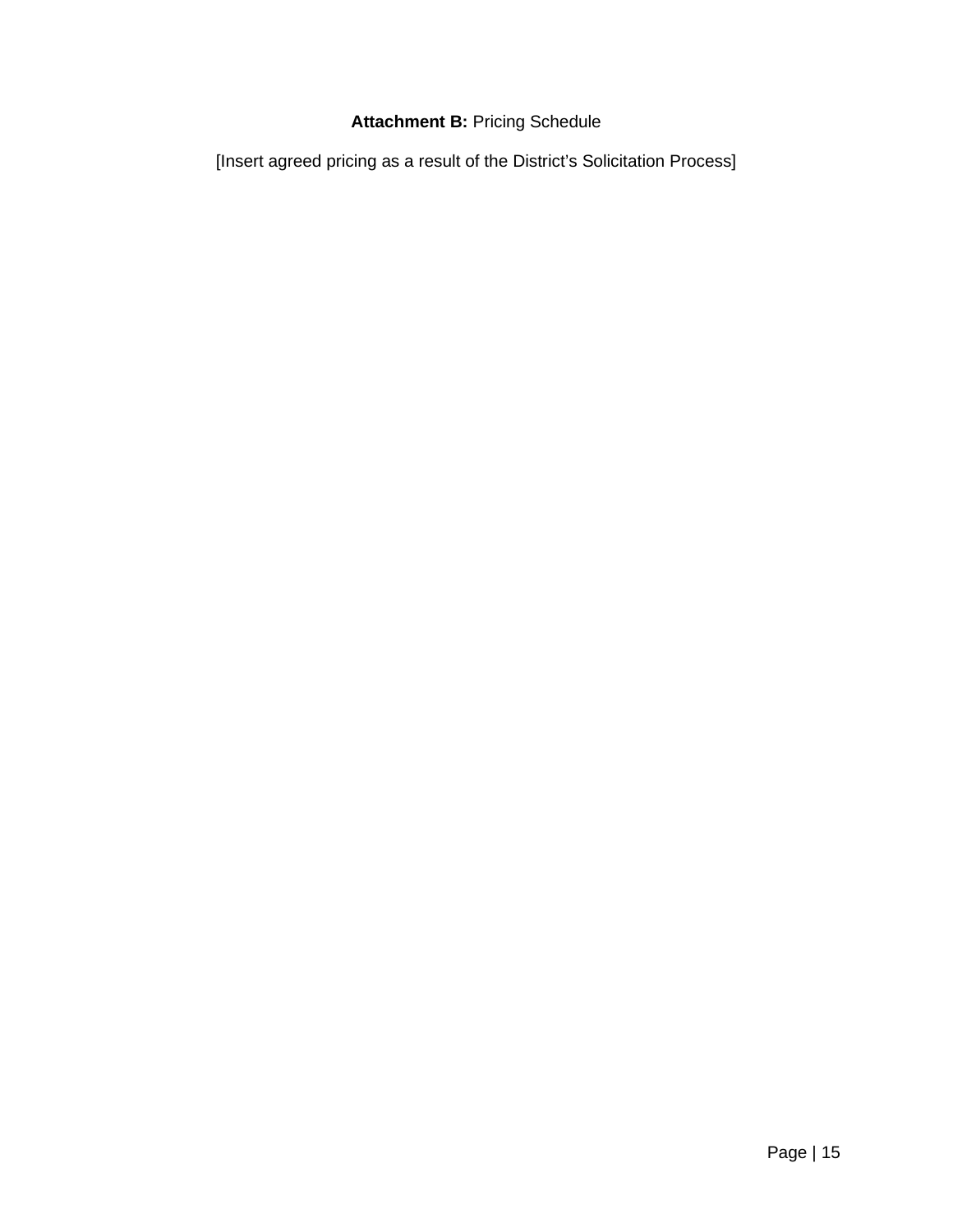**Attachment B:** Pricing Schedule

[Insert agreed pricing as a result of the District's Solicitation Process]